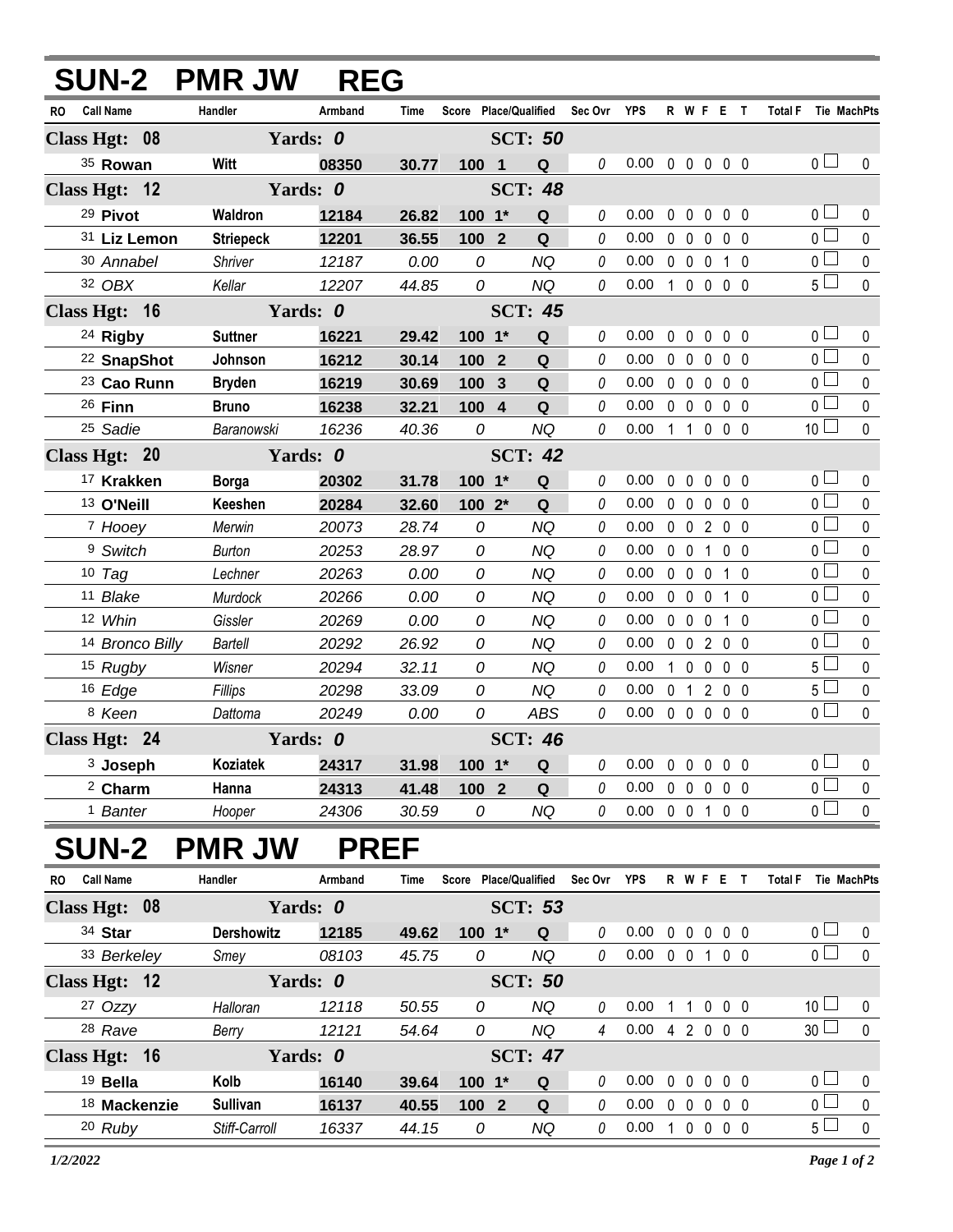# SUN-2 PMR JW REG

| RO | Call Name | Handler | Armband | Time | Score | Place/Qualified | | Sec Ovr | YPS | R | W | F | E | T | Total F | Tie | MachPts |
|---|---|---|---|---|---|---|---|---|---|---|---|---|---|---|---|---|---|
| **Class Hgt: 08** | | **Yards: 0** | | | | **SCT: 50** | | | | | | | | | | | |
| 35 | **Rowan** | **Witt** | **08350** | **30.77** | **100** | **1** | **Q** | 0 | 0.00 | 0 | 0 | 0 | 0 | 0 | 0 | ☐ | 0 |
| **Class Hgt: 12** | | **Yards: 0** | | | | **SCT: 48** | | | | | | | | | | | |
| 29 | **Pivot** | **Waldron** | **12184** | **26.82** | **100** | **1*** | **Q** | 0 | 0.00 | 0 | 0 | 0 | 0 | 0 | 0 | ☐ | 0 |
| 31 | **Liz Lemon** | **Striepeck** | **12201** | **36.55** | **100** | **2** | **Q** | 0 | 0.00 | 0 | 0 | 0 | 0 | 0 | 0 | ☐ | 0 |
| 30 | *Annabel* | *Shriver* | *12187* | *0.00* | *0* | | *NQ* | 0 | 0.00 | 0 | 0 | 0 | 1 | 0 | 0 | ☐ | 0 |
| 32 | *OBX* | *Kellar* | *12207* | *44.85* | *0* | | *NQ* | 0 | 0.00 | 1 | 0 | 0 | 0 | 0 | 5 | ☐ | 0 |
| **Class Hgt: 16** | | **Yards: 0** | | | | **SCT: 45** | | | | | | | | | | | |
| 24 | **Rigby** | **Suttner** | **16221** | **29.42** | **100** | **1*** | **Q** | 0 | 0.00 | 0 | 0 | 0 | 0 | 0 | 0 | ☐ | 0 |
| 22 | **SnapShot** | **Johnson** | **16212** | **30.14** | **100** | **2** | **Q** | 0 | 0.00 | 0 | 0 | 0 | 0 | 0 | 0 | ☐ | 0 |
| 23 | **Cao Runn** | **Bryden** | **16219** | **30.69** | **100** | **3** | **Q** | 0 | 0.00 | 0 | 0 | 0 | 0 | 0 | 0 | ☐ | 0 |
| 26 | **Finn** | **Bruno** | **16238** | **32.21** | **100** | **4** | **Q** | 0 | 0.00 | 0 | 0 | 0 | 0 | 0 | 0 | ☐ | 0 |
| 25 | *Sadie* | *Baranowski* | *16236* | *40.36* | *0* | | *NQ* | 0 | 0.00 | 1 | 1 | 0 | 0 | 0 | 10 | ☐ | 0 |
| **Class Hgt: 20** | | **Yards: 0** | | | | **SCT: 42** | | | | | | | | | | | |
| 17 | **Krakken** | **Borga** | **20302** | **31.78** | **100** | **1*** | **Q** | 0 | 0.00 | 0 | 0 | 0 | 0 | 0 | 0 | ☐ | 0 |
| 13 | **O'Neill** | **Keeshen** | **20284** | **32.60** | **100** | **2*** | **Q** | 0 | 0.00 | 0 | 0 | 0 | 0 | 0 | 0 | ☐ | 0 |
| 7 | *Hooey* | *Merwin* | *20073* | *28.74* | *0* | | *NQ* | 0 | 0.00 | 0 | 0 | 2 | 0 | 0 | 0 | ☐ | 0 |
| 9 | *Switch* | *Burton* | *20253* | *28.97* | *0* | | *NQ* | 0 | 0.00 | 0 | 0 | 1 | 0 | 0 | 0 | ☐ | 0 |
| 10 | *Tag* | *Lechner* | *20263* | *0.00* | *0* | | *NQ* | 0 | 0.00 | 0 | 0 | 0 | 1 | 0 | 0 | ☐ | 0 |
| 11 | *Blake* | *Murdock* | *20266* | *0.00* | *0* | | *NQ* | 0 | 0.00 | 0 | 0 | 0 | 1 | 0 | 0 | ☐ | 0 |
| 12 | *Whin* | *Gissler* | *20269* | *0.00* | *0* | | *NQ* | 0 | 0.00 | 0 | 0 | 0 | 1 | 0 | 0 | ☐ | 0 |
| 14 | *Bronco Billy* | *Bartell* | *20292* | *26.92* | *0* | | *NQ* | 0 | 0.00 | 0 | 0 | 2 | 0 | 0 | 0 | ☐ | 0 |
| 15 | *Rugby* | *Wisner* | *20294* | *32.11* | *0* | | *NQ* | 0 | 0.00 | 1 | 0 | 0 | 0 | 0 | 5 | ☐ | 0 |
| 16 | *Edge* | *Fillips* | *20298* | *33.09* | *0* | | *NQ* | 0 | 0.00 | 0 | 1 | 2 | 0 | 0 | 5 | ☐ | 0 |
| 8 | *Keen* | *Dattoma* | *20249* | *0.00* | *0* | | *ABS* | 0 | 0.00 | 0 | 0 | 0 | 0 | 0 | 0 | ☐ | 0 |
| **Class Hgt: 24** | | **Yards: 0** | | | | **SCT: 46** | | | | | | | | | | | |
| 3 | **Joseph** | **Koziatek** | **24317** | **31.98** | **100** | **1*** | **Q** | 0 | 0.00 | 0 | 0 | 0 | 0 | 0 | 0 | ☐ | 0 |
| 2 | **Charm** | **Hanna** | **24313** | **41.48** | **100** | **2** | **Q** | 0 | 0.00 | 0 | 0 | 0 | 0 | 0 | 0 | ☐ | 0 |
| 1 | *Banter* | *Hooper* | *24306* | *30.59* | *0* | | *NQ* | 0 | 0.00 | 0 | 0 | 1 | 0 | 0 | 0 | ☐ | 0 |

# SUN-2 PMR JW PREF

| RO | Call Name | Handler | Armband | Time | Score | Place/Qualified | | Sec Ovr | YPS | R | W | F | E | T | Total F | Tie | MachPts |
|---|---|---|---|---|---|---|---|---|---|---|---|---|---|---|---|---|---|
| **Class Hgt: 08** | | **Yards: 0** | | | | **SCT: 53** | | | | | | | | | | | |
| 34 | **Star** | **Dershowitz** | **12185** | **49.62** | **100** | **1*** | **Q** | 0 | 0.00 | 0 | 0 | 0 | 0 | 0 | 0 | ☐ | 0 |
| 33 | *Berkeley* | *Smey* | *08103* | *45.75* | *0* | | *NQ* | 0 | 0.00 | 0 | 0 | 1 | 0 | 0 | 0 | ☐ | 0 |
| **Class Hgt: 12** | | **Yards: 0** | | | | **SCT: 50** | | | | | | | | | | | |
| 27 | *Ozzy* | *Halloran* | *12118* | *50.55* | *0* | | *NQ* | 0 | 0.00 | 1 | 1 | 0 | 0 | 0 | 10 | ☐ | 0 |
| 28 | *Rave* | *Berry* | *12121* | *54.64* | *0* | | *NQ* | 4 | 0.00 | 4 | 2 | 0 | 0 | 0 | 30 | ☐ | 0 |
| **Class Hgt: 16** | | **Yards: 0** | | | | **SCT: 47** | | | | | | | | | | | |
| 19 | **Bella** | **Kolb** | **16140** | **39.64** | **100** | **1*** | **Q** | 0 | 0.00 | 0 | 0 | 0 | 0 | 0 | 0 | ☐ | 0 |
| 18 | **Mackenzie** | **Sullivan** | **16137** | **40.55** | **100** | **2** | **Q** | 0 | 0.00 | 0 | 0 | 0 | 0 | 0 | 0 | ☐ | 0 |
| 20 | *Ruby* | *Stiff-Carroll* | *16337* | *44.15* | *0* | | *NQ* | 0 | 0.00 | 1 | 0 | 0 | 0 | 0 | 5 | ☐ | 0 |

*1/2/2022*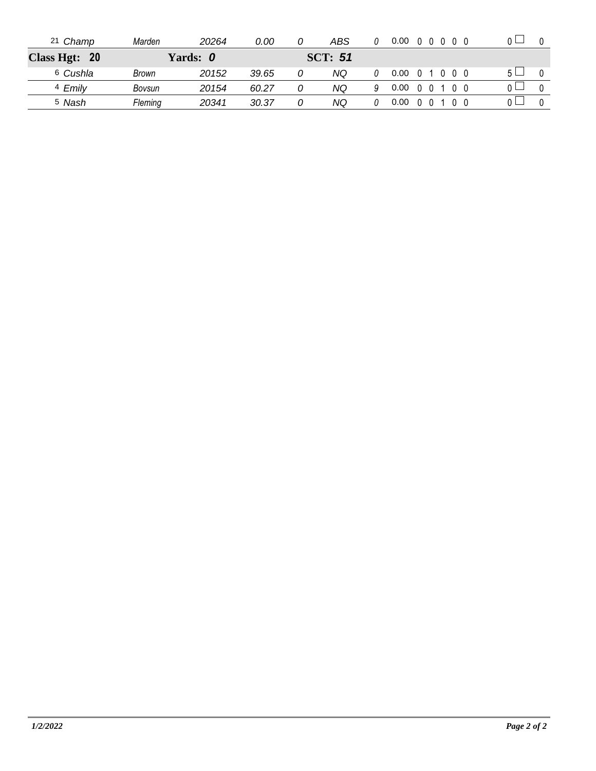| | | | | | | | | | | | | | | | |
|---|---|---|---|---|---|---|---|---|---|---|---|---|---|---|---|
| 21 Champ | Marden | 20264 | 0.00 | 0 | ABS | 0 | 0.00 | 0 | 0 | 0 | 0 | 0 | 0 | ☐ | 0 |
| **Class Hgt: 20** | | **Yards: *0*** | | | **SCT: *51*** | | | | | | | | | | |
| 6 Cushla | Brown | 20152 | 39.65 | 0 | NQ | 0 | 0.00 | 0 | 1 | 0 | 0 | 0 | 5 | ☐ | 0 |
| 4 Emily | Bovsun | 20154 | 60.27 | 0 | NQ | 9 | 0.00 | 0 | 0 | 1 | 0 | 0 | 0 | ☐ | 0 |
| 5 Nash | Fleming | 20341 | 30.37 | 0 | NQ | 0 | 0.00 | 0 | 0 | 1 | 0 | 0 | 0 | ☐ | 0 |

*1/2/2022*